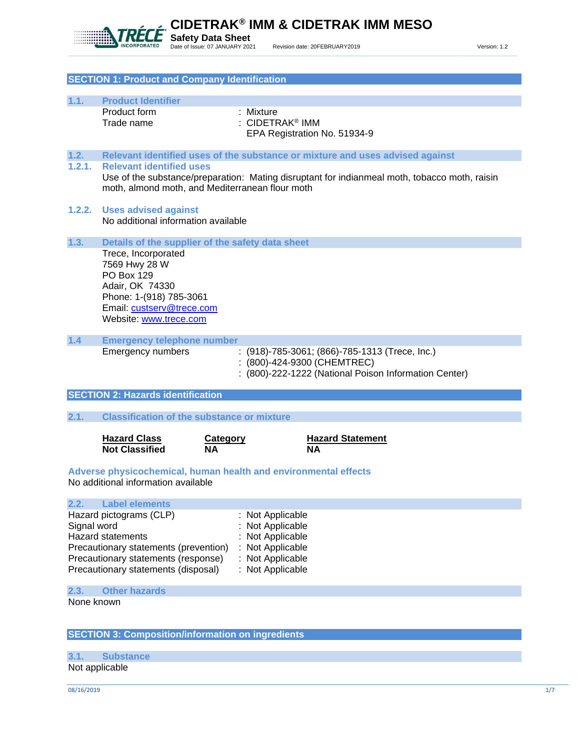# CIDETRAK® IMM & CIDETRAK IMM MESO

**Safety Data Sheet**

Date of Issue: 07 JANUARY 2021 Revision date: 20FEBRUARY2019 Version: 1.2

## SECTION 1: Product and Company Identification

### 1.1. Product Identifier

| | |
|---|---|
| Product form | : Mixture |
| Trade name | : CIDETRAK® IMM<br>EPA Registration No. 51934-9 |

### 1.2. Relevant identified uses of the substance or mixture and uses advised against

#### 1.2.1. Relevant identified uses

Use of the substance/preparation: Mating disruptant for indianmeal moth, tobacco moth, raisin moth, almond moth, and Mediterranean flour moth

#### 1.2.2. Uses advised against

No additional information available

### 1.3. Details of the supplier of the safety data sheet

Trece, Incorporated
7569 Hwy 28 W
PO Box 129
Adair, OK 74330
Phone: 1-(918) 785-3061
Email: custserv@trece.com
Website: www.trece.com

### 1.4 Emergency telephone number

Emergency numbers
: (918)-785-3061; (866)-785-1313 (Trece, Inc.)
: (800)-424-9300 (CHEMTREC)
: (800)-222-1222 (National Poison Information Center)

## SECTION 2: Hazards identification

### 2.1. Classification of the substance or mixture

| Hazard Class | Category | Hazard Statement |
|---|---|---|
| **Not Classified** | **NA** | **NA** |

**Adverse physicochemical, human health and environmental effects**

No additional information available

### 2.2. Label elements

| | |
|---|---|
| Hazard pictograms (CLP) | : Not Applicable |
| Signal word | : Not Applicable |
| Hazard statements | : Not Applicable |
| Precautionary statements (prevention) | : Not Applicable |
| Precautionary statements (response) | : Not Applicable |
| Precautionary statements (disposal) | : Not Applicable |

### 2.3. Other hazards

None known

## SECTION 3: Composition/information on ingredients

### 3.1. Substance

Not applicable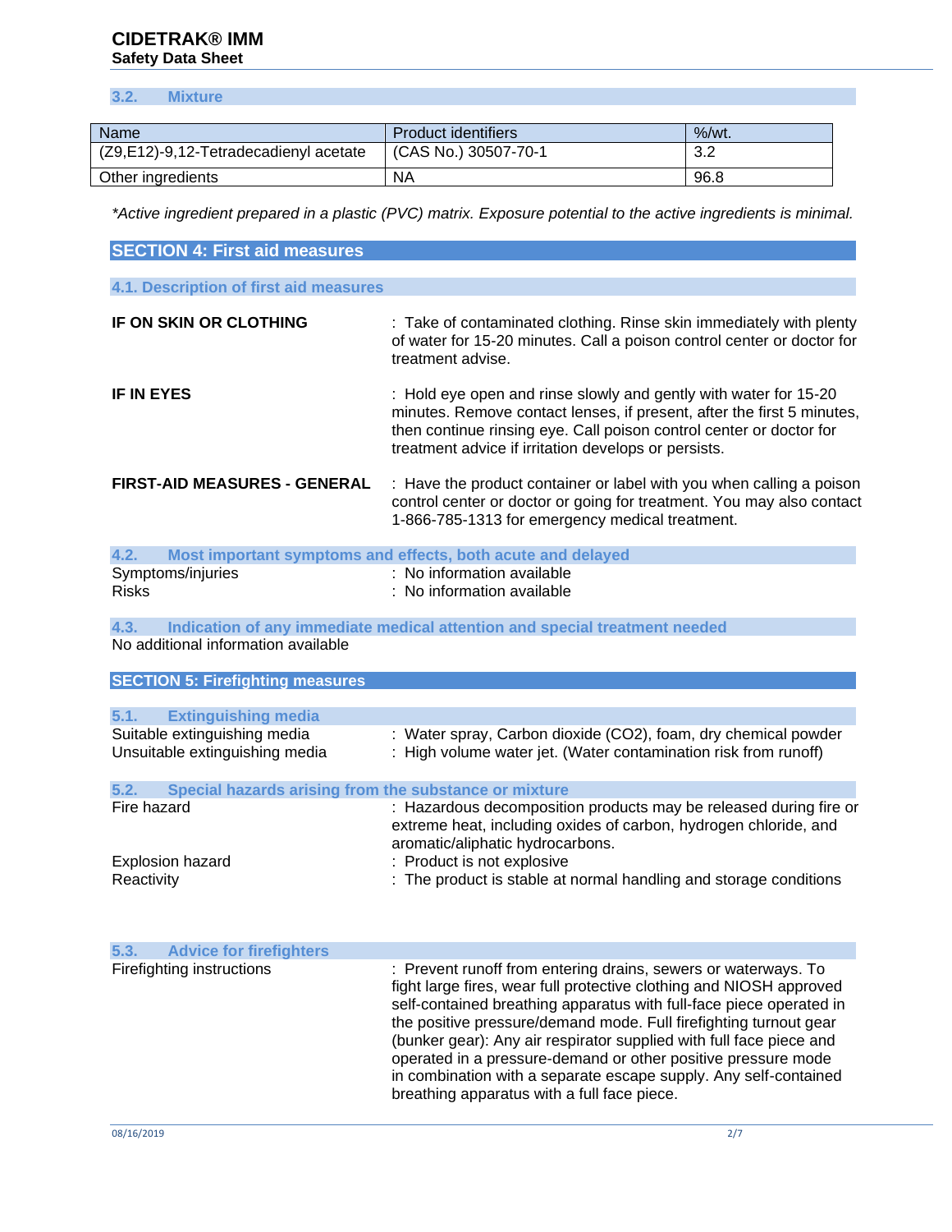### 3.2. Mixture

| Name | Product identifiers | %/wt. |
|---|---|---|
| (Z9,E12)-9,12-Tetradecadienyl acetate | (CAS No.) 30507-70-1 | 3.2 |
| Other ingredients | NA | 96.8 |

*\*Active ingredient prepared in a plastic (PVC) matrix. Exposure potential to the active ingredients is minimal.*

## SECTION 4: First aid measures

### 4.1. Description of first aid measures

**IF ON SKIN OR CLOTHING** : Take of contaminated clothing. Rinse skin immediately with plenty of water for 15-20 minutes. Call a poison control center or doctor for treatment advise.

**IF IN EYES** : Hold eye open and rinse slowly and gently with water for 15-20 minutes. Remove contact lenses, if present, after the first 5 minutes, then continue rinsing eye. Call poison control center or doctor for treatment advice if irritation develops or persists.

**FIRST-AID MEASURES - GENERAL** : Have the product container or label with you when calling a poison control center or doctor or going for treatment. You may also contact 1-866-785-1313 for emergency medical treatment.

### 4.2. Most important symptoms and effects, both acute and delayed

Symptoms/injuries : No information available
Risks : No information available

### 4.3. Indication of any immediate medical attention and special treatment needed

No additional information available

## SECTION 5: Firefighting measures

### 5.1. Extinguishing media

Suitable extinguishing media : Water spray, Carbon dioxide ($CO_2$), foam, dry chemical powder
Unsuitable extinguishing media : High volume water jet. (Water contamination risk from runoff)

### 5.2. Special hazards arising from the substance or mixture

Fire hazard : Hazardous decomposition products may be released during fire or extreme heat, including oxides of carbon, hydrogen chloride, and aromatic/aliphatic hydrocarbons.
Explosion hazard : Product is not explosive
Reactivity : The product is stable at normal handling and storage conditions

### 5.3. Advice for firefighters

Firefighting instructions : Prevent runoff from entering drains, sewers or waterways. To fight large fires, wear full protective clothing and NIOSH approved self-contained breathing apparatus with full-face piece operated in the positive pressure/demand mode. Full firefighting turnout gear (bunker gear): Any air respirator supplied with full face piece and operated in a pressure-demand or other positive pressure mode in combination with a separate escape supply. Any self-contained breathing apparatus with a full face piece.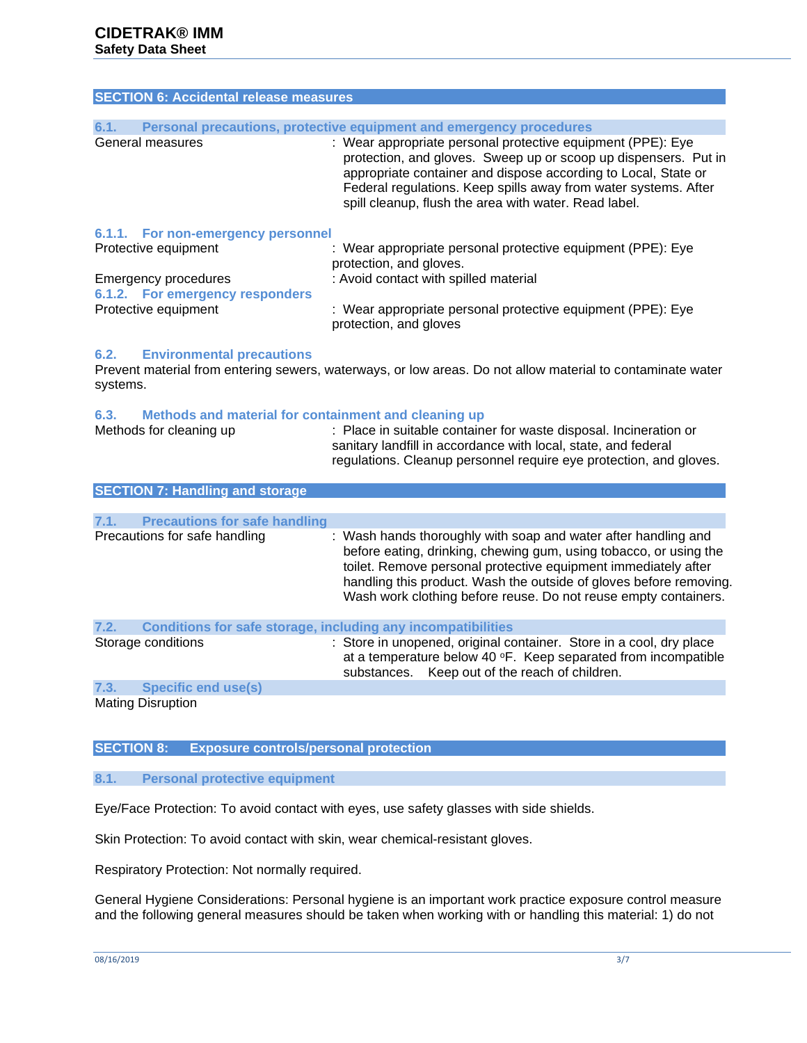## SECTION 6: Accidental release measures

### 6.1. Personal precautions, protective equipment and emergency procedures

General measures : Wear appropriate personal protective equipment (PPE): Eye protection, and gloves. Sweep up or scoop up dispensers. Put in appropriate container and dispose according to Local, State or Federal regulations. Keep spills away from water systems. After spill cleanup, flush the area with water. Read label.

#### 6.1.1. For non-emergency personnel

Protective equipment : Wear appropriate personal protective equipment (PPE): Eye protection, and gloves.

Emergency procedures : Avoid contact with spilled material

#### 6.1.2. For emergency responders

Protective equipment : Wear appropriate personal protective equipment (PPE): Eye protection, and gloves

### 6.2. Environmental precautions

Prevent material from entering sewers, waterways, or low areas. Do not allow material to contaminate water systems.

### 6.3. Methods and material for containment and cleaning up

Methods for cleaning up : Place in suitable container for waste disposal. Incineration or sanitary landfill in accordance with local, state, and federal regulations. Cleanup personnel require eye protection, and gloves.

## SECTION 7: Handling and storage

### 7.1. Precautions for safe handling

Precautions for safe handling : Wash hands thoroughly with soap and water after handling and before eating, drinking, chewing gum, using tobacco, or using the toilet. Remove personal protective equipment immediately after handling this product. Wash the outside of gloves before removing. Wash work clothing before reuse. Do not reuse empty containers.

### 7.2. Conditions for safe storage, including any incompatibilities

Storage conditions : Store in unopened, original container. Store in a cool, dry place at a temperature below 40 ºF. Keep separated from incompatible substances. Keep out of the reach of children.

### 7.3. Specific end use(s)

Mating Disruption

## SECTION 8: Exposure controls/personal protection

### 8.1. Personal protective equipment

Eye/Face Protection: To avoid contact with eyes, use safety glasses with side shields.

Skin Protection: To avoid contact with skin, wear chemical-resistant gloves.

Respiratory Protection: Not normally required.

General Hygiene Considerations: Personal hygiene is an important work practice exposure control measure and the following general measures should be taken when working with or handling this material: 1) do not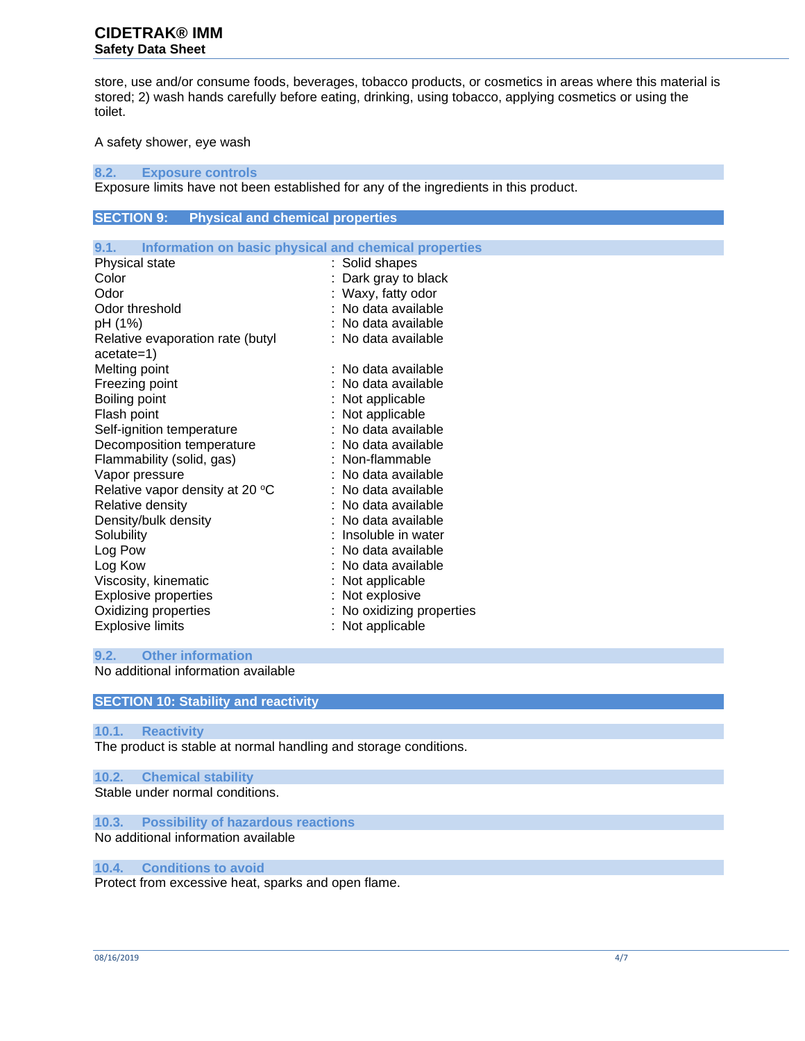store, use and/or consume foods, beverages, tobacco products, or cosmetics in areas where this material is stored; 2) wash hands carefully before eating, drinking, using tobacco, applying cosmetics or using the toilet.

A safety shower, eye wash

### 8.2. Exposure controls

Exposure limits have not been established for any of the ingredients in this product.

## SECTION 9: Physical and chemical properties

### 9.1. Information on basic physical and chemical properties

| | |
|---|---|
| Physical state | : Solid shapes |
| Color | : Dark gray to black |
| Odor | : Waxy, fatty odor |
| Odor threshold | : No data available |
| pH (1%) | : No data available |
| Relative evaporation rate (butyl acetate=1) | : No data available |
| Melting point | : No data available |
| Freezing point | : No data available |
| Boiling point | : Not applicable |
| Flash point | : Not applicable |
| Self-ignition temperature | : No data available |
| Decomposition temperature | : No data available |
| Flammability (solid, gas) | : Non-flammable |
| Vapor pressure | : No data available |
| Relative vapor density at 20 °C | : No data available |
| Relative density | : No data available |
| Density/bulk density | : No data available |
| Solubility | : Insoluble in water |
| Log Pow | : No data available |
| Log Kow | : No data available |
| Viscosity, kinematic | : Not applicable |
| Explosive properties | : Not explosive |
| Oxidizing properties | : No oxidizing properties |
| Explosive limits | : Not applicable |

### 9.2. Other information

No additional information available

## SECTION 10: Stability and reactivity

### 10.1. Reactivity

The product is stable at normal handling and storage conditions.

### 10.2. Chemical stability

Stable under normal conditions.

### 10.3. Possibility of hazardous reactions

No additional information available

### 10.4. Conditions to avoid

Protect from excessive heat, sparks and open flame.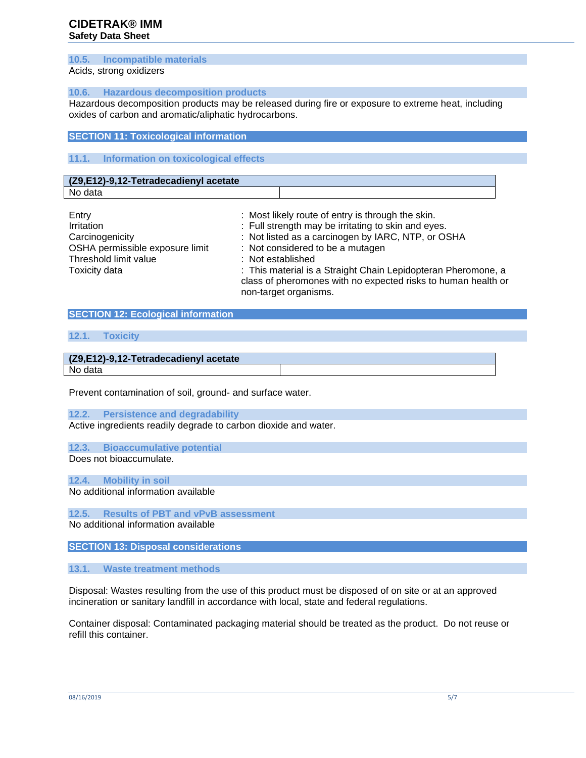### 10.5. Incompatible materials

Acids, strong oxidizers

### 10.6. Hazardous decomposition products

Hazardous decomposition products may be released during fire or exposure to extreme heat, including oxides of carbon and aromatic/aliphatic hydrocarbons.

## SECTION 11: Toxicological information

### 11.1. Information on toxicological effects

| (Z9,E12)-9,12-Tetradecadienyl acetate | |
|---|---|
| No data | |

| | |
|---|---|
| Entry | : Most likely route of entry is through the skin. |
| Irritation | : Full strength may be irritating to skin and eyes. |
| Carcinogenicity | : Not listed as a carcinogen by IARC, NTP, or OSHA |
| OSHA permissible exposure limit | : Not considered to be a mutagen |
| Threshold limit value | : Not established |
| Toxicity data | : This material is a Straight Chain Lepidopteran Pheromone, a class of pheromones with no expected risks to human health or non-target organisms. |

## SECTION 12: Ecological information

### 12.1. Toxicity

| (Z9,E12)-9,12-Tetradecadienyl acetate | |
|---|---|
| No data | |

Prevent contamination of soil, ground- and surface water.

### 12.2. Persistence and degradability

Active ingredients readily degrade to carbon dioxide and water.

### 12.3. Bioaccumulative potential

Does not bioaccumulate.

### 12.4. Mobility in soil

No additional information available

### 12.5. Results of PBT and vPvB assessment

No additional information available

## SECTION 13: Disposal considerations

### 13.1. Waste treatment methods

Disposal: Wastes resulting from the use of this product must be disposed of on site or at an approved incineration or sanitary landfill in accordance with local, state and federal regulations.

Container disposal: Contaminated packaging material should be treated as the product. Do not reuse or refill this container.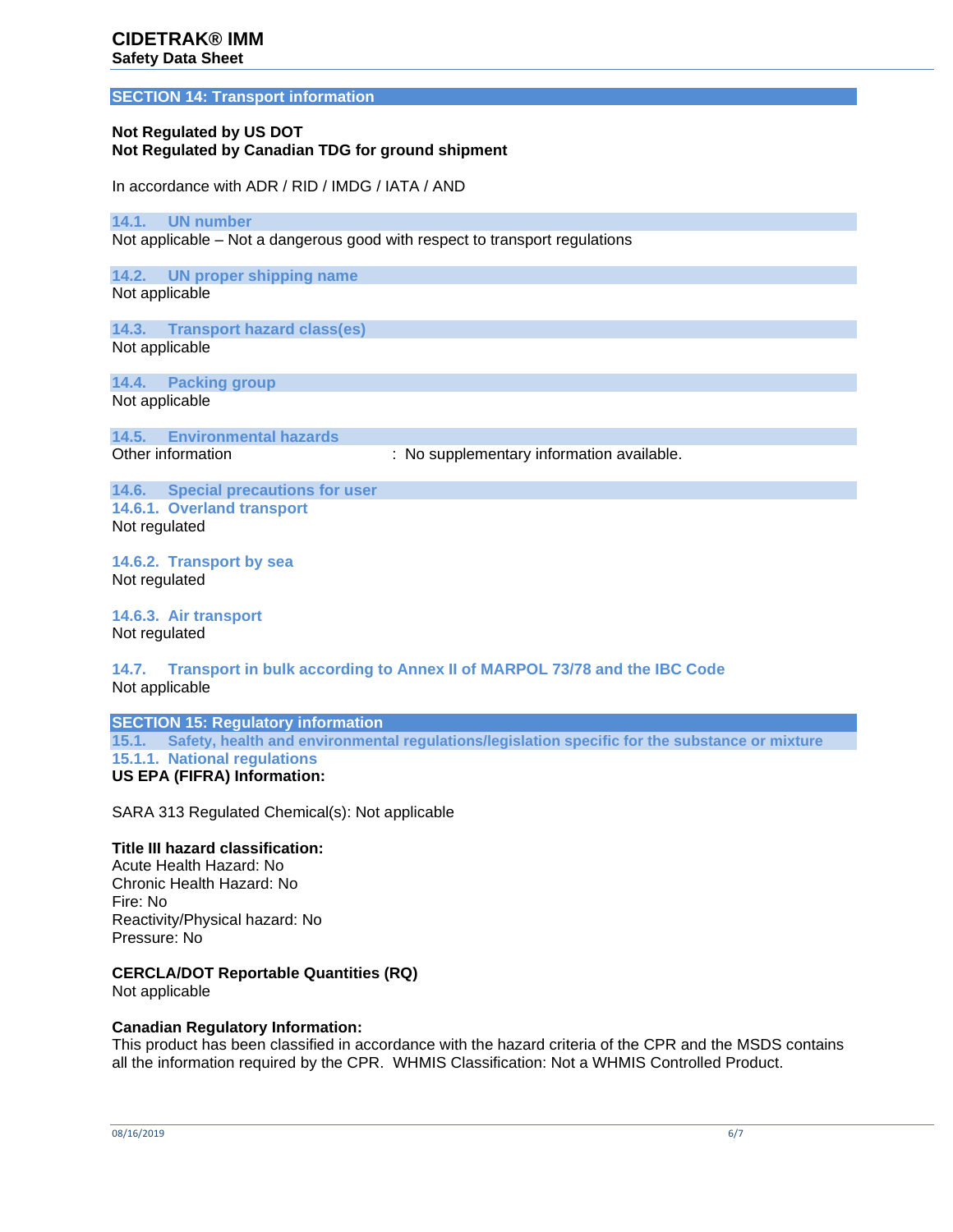## SECTION 14: Transport information

**Not Regulated by US DOT**
**Not Regulated by Canadian TDG for ground shipment**

In accordance with ADR / RID / IMDG / IATA / AND

### 14.1. UN number

Not applicable – Not a dangerous good with respect to transport regulations

### 14.2. UN proper shipping name

Not applicable

### 14.3. Transport hazard class(es)

Not applicable

### 14.4. Packing group

Not applicable

### 14.5. Environmental hazards

Other information : No supplementary information available.

### 14.6. Special precautions for user

#### 14.6.1. Overland transport

Not regulated

#### 14.6.2. Transport by sea

Not regulated

#### 14.6.3. Air transport

Not regulated

### 14.7. Transport in bulk according to Annex II of MARPOL 73/78 and the IBC Code

Not applicable

## SECTION 15: Regulatory information

### 15.1. Safety, health and environmental regulations/legislation specific for the substance or mixture

#### 15.1.1. National regulations

**US EPA (FIFRA) Information:**

SARA 313 Regulated Chemical(s): Not applicable

**Title III hazard classification:**
Acute Health Hazard: No
Chronic Health Hazard: No
Fire: No
Reactivity/Physical hazard: No
Pressure: No

**CERCLA/DOT Reportable Quantities (RQ)**
Not applicable

**Canadian Regulatory Information:**
This product has been classified in accordance with the hazard criteria of the CPR and the MSDS contains all the information required by the CPR. WHMIS Classification: Not a WHMIS Controlled Product.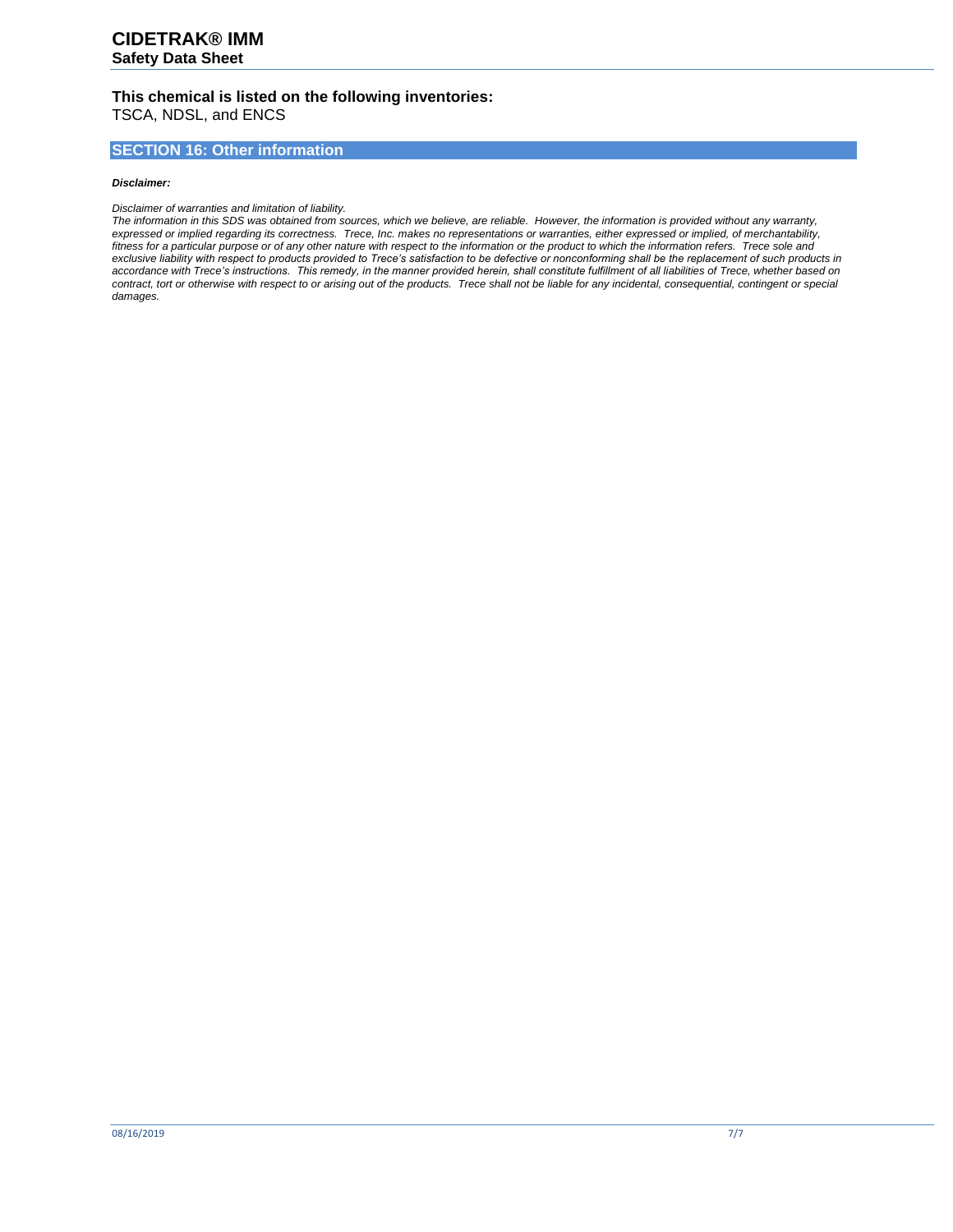**This chemical is listed on the following inventories:**
TSCA, NDSL, and ENCS

## SECTION 16: Other information

***Disclaimer:***

*Disclaimer of warranties and limitation of liability.*
*The information in this SDS was obtained from sources, which we believe, are reliable. However, the information is provided without any warranty, expressed or implied regarding its correctness. Trece, Inc. makes no representations or warranties, either expressed or implied, of merchantability, fitness for a particular purpose or of any other nature with respect to the information or the product to which the information refers. Trece sole and exclusive liability with respect to products provided to Trece's satisfaction to be defective or nonconforming shall be the replacement of such products in accordance with Trece's instructions. This remedy, in the manner provided herein, shall constitute fulfillment of all liabilities of Trece, whether based on contract, tort or otherwise with respect to or arising out of the products. Trece shall not be liable for any incidental, consequential, contingent or special damages.*